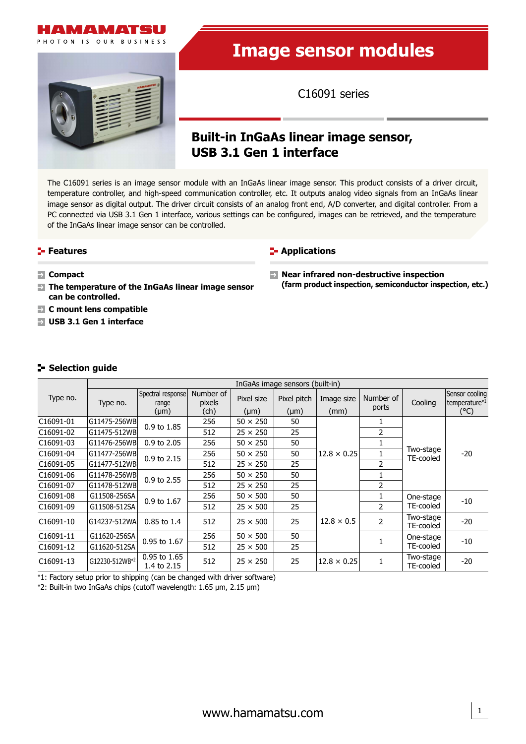HAMAMATSU

PHOTON IS OUR BUSINESS

# Image sensor modules

C16091 series

## Built-in InGaAs linear image sensor, USB 3.1 Gen 1 interface

The C16091 series is an image sensor module with an InGaAs linear image sensor. This product consists of a driver circuit, temperature controller, and high-speed communication controller, etc. It outputs analog video signals from an InGaAs linear image sensor as digital output. The driver circuit consists of an analog front end, A/D converter, and digital controller. From a PC connected via USB 3.1 Gen 1 interface, various settings can be configured, images can be retrieved, and the temperature of the InGaAs linear image sensor can be controlled.

### Features

- **Compact**
- **The temperature of the InGaAs linear image sensor can be controlled.**
- **C mount lens compatible**
- **USB 3.1 Gen 1 interface**

### Applications

- **Near infrared non-destructive inspection (farm product inspection, semiconductor inspection, etc.)**

### Selection guide

| Type no. | InGaAs image sensors (built-in) | | | | | | | | |
|---|---|---|---|---|---|---|---|---|---|
| | Type no. | Spectral response range (μm) | Number of pixels (ch) | Pixel size (μm) | Pixel pitch (μm) | Image size (mm) | Number of ports | Cooling | Sensor cooling temperature*1 (°C) |
| C16091-01 | G11475-256WB | 0.9 to 1.85 | 256 | 50 × 250 | 50 | 12.8 × 0.25 | 1 | Two-stage TE-cooled | -20 |
| C16091-02 | G11475-512WB | 0.9 to 1.85 | 512 | 25 × 250 | 25 | 12.8 × 0.25 | 2 | Two-stage TE-cooled | -20 |
| C16091-03 | G11476-256WB | 0.9 to 2.05 | 256 | 50 × 250 | 50 | 12.8 × 0.25 | 1 | Two-stage TE-cooled | -20 |
| C16091-04 | G11477-256WB | 0.9 to 2.15 | 256 | 50 × 250 | 50 | 12.8 × 0.25 | 1 | Two-stage TE-cooled | -20 |
| C16091-05 | G11477-512WB | 0.9 to 2.15 | 512 | 25 × 250 | 25 | 12.8 × 0.25 | 2 | Two-stage TE-cooled | -20 |
| C16091-06 | G11478-256WB | 0.9 to 2.55 | 256 | 50 × 250 | 50 | 12.8 × 0.25 | 1 | Two-stage TE-cooled | -20 |
| C16091-07 | G11478-512WB | 0.9 to 2.55 | 512 | 25 × 250 | 25 | 12.8 × 0.25 | 2 | Two-stage TE-cooled | -20 |
| C16091-08 | G11508-256SA | 0.9 to 1.67 | 256 | 50 × 500 | 50 | 12.8 × 0.5 | 1 | One-stage TE-cooled | -10 |
| C16091-09 | G11508-512SA | 0.9 to 1.67 | 512 | 25 × 500 | 25 | 12.8 × 0.5 | 2 | One-stage TE-cooled | -10 |
| C16091-10 | G14237-512WA | 0.85 to 1.4 | 512 | 25 × 500 | 25 | 12.8 × 0.5 | 2 | Two-stage TE-cooled | -20 |
| C16091-11 | G11620-256SA | 0.95 to 1.67 | 256 | 50 × 500 | 50 | 12.8 × 0.5 | 1 | One-stage TE-cooled | -10 |
| C16091-12 | G11620-512SA | 0.95 to 1.67 | 512 | 25 × 500 | 25 | 12.8 × 0.5 | 1 | One-stage TE-cooled | -10 |
| C16091-13 | G12230-512WB*2 | 0.95 to 1.65<br>1.4 to 2.15 | 512 | 25 × 250 | 25 | 12.8 × 0.25 | 1 | Two-stage TE-cooled | -20 |

*1: Factory setup prior to shipping (can be changed with driver software)
*2: Built-in two InGaAs chips (cutoff wavelength: 1.65 μm, 2.15 μm)

www.hamamatsu.com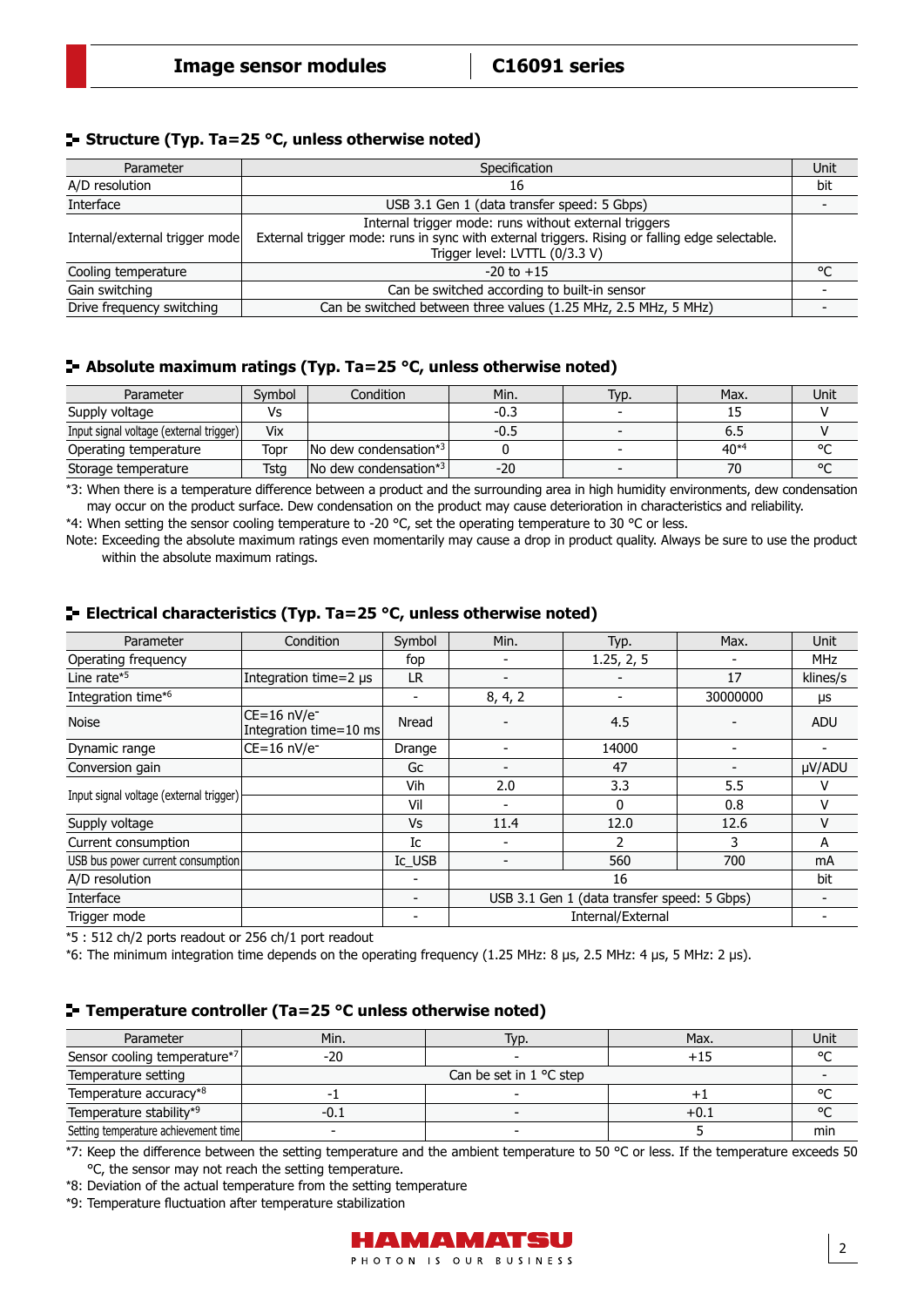## Structure (Typ. Ta=25 °C, unless otherwise noted)

| Parameter | Specification | Unit |
|---|---|---|
| A/D resolution | 16 | bit |
| Interface | USB 3.1 Gen 1 (data transfer speed: 5 Gbps) | - |
| Internal/external trigger mode | Internal trigger mode: runs without external triggers<br>External trigger mode: runs in sync with external triggers. Rising or falling edge selectable.<br>Trigger level: LVTTL (0/3.3 V) | |
| Cooling temperature | -20 to +15 | °C |
| Gain switching | Can be switched according to built-in sensor | - |
| Drive frequency switching | Can be switched between three values (1.25 MHz, 2.5 MHz, 5 MHz) | - |

## Absolute maximum ratings (Typ. Ta=25 °C, unless otherwise noted)

| Parameter | Symbol | Condition | Min. | Typ. | Max. | Unit |
|---|---|---|---|---|---|---|
| Supply voltage | Vs | | -0.3 | - | 15 | V |
| Input signal voltage (external trigger) | Vix | | -0.5 | - | 6.5 | V |
| Operating temperature | Topr | No dew condensation*3 | 0 | - | 40*4 | °C |
| Storage temperature | Tstg | No dew condensation*3 | -20 | - | 70 | °C |

*3: When there is a temperature difference between a product and the surrounding area in high humidity environments, dew condensation may occur on the product surface. Dew condensation on the product may cause deterioration in characteristics and reliability.

*4: When setting the sensor cooling temperature to -20 °C, set the operating temperature to 30 °C or less.

Note: Exceeding the absolute maximum ratings even momentarily may cause a drop in product quality. Always be sure to use the product within the absolute maximum ratings.

## Electrical characteristics (Typ. Ta=25 °C, unless otherwise noted)

| Parameter | Condition | Symbol | Min. | Typ. | Max. | Unit |
|---|---|---|---|---|---|---|
| Operating frequency | | fop | - | 1.25, 2, 5 | - | MHz |
| Line rate*5 | Integration time=2 μs | LR | - | - | 17 | klines/s |
| Integration time*6 | | - | 8, 4, 2 | - | 30000000 | μs |
| Noise | CE=16 nV/e-<br>Integration time=10 ms | Nread | - | 4.5 | - | ADU |
| Dynamic range | CE=16 nV/e- | Drange | - | 14000 | - | - |
| Conversion gain | | Gc | - | 47 | - | μV/ADU |
| Input signal voltage (external trigger) | | Vih | 2.0 | 3.3 | 5.5 | V |
| | | Vil | - | 0 | 0.8 | V |
| Supply voltage | | Vs | 11.4 | 12.0 | 12.6 | V |
| Current consumption | | Ic | - | 2 | 3 | A |
| USB bus power current consumption | | Ic_USB | - | 560 | 700 | mA |
| A/D resolution | | - | 16 | | | bit |
| Interface | | - | USB 3.1 Gen 1 (data transfer speed: 5 Gbps) | | | - |
| Trigger mode | | - | Internal/External | | | - |

*5 : 512 ch/2 ports readout or 256 ch/1 port readout

*6: The minimum integration time depends on the operating frequency (1.25 MHz: 8 μs, 2.5 MHz: 4 μs, 5 MHz: 2 μs).

## Temperature controller (Ta=25 °C unless otherwise noted)

| Parameter | Min. | Typ. | Max. | Unit |
|---|---|---|---|---|
| Sensor cooling temperature*7 | -20 | - | +15 | °C |
| Temperature setting | Can be set in 1 °C step | | | - |
| Temperature accuracy*8 | -1 | - | +1 | °C |
| Temperature stability*9 | -0.1 | - | +0.1 | °C |
| Setting temperature achievement time | - | - | 5 | min |

*7: Keep the difference between the setting temperature and the ambient temperature to 50 °C or less. If the temperature exceeds 50 °C, the sensor may not reach the setting temperature.

*8: Deviation of the actual temperature from the setting temperature

*9: Temperature fluctuation after temperature stabilization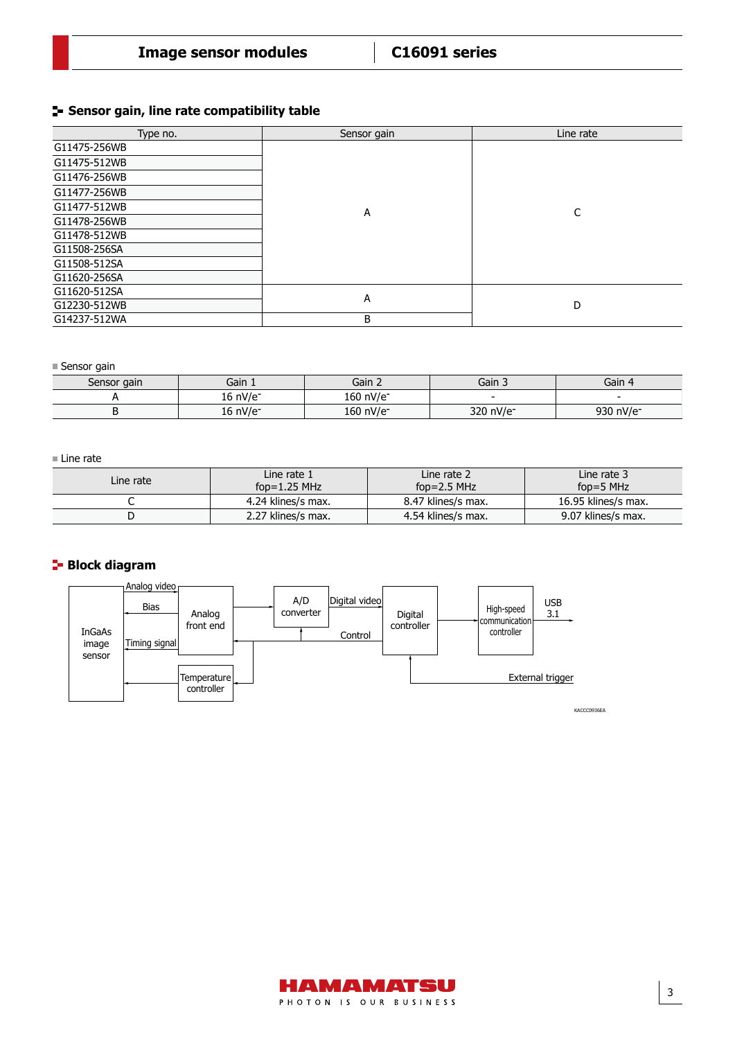## Sensor gain, line rate compatibility table

| Type no. | Sensor gain | Line rate |
|---|---|---|
| G11475-256WB | A | C |
| G11475-512WB | A | C |
| G11476-256WB | A | C |
| G11477-256WB | A | C |
| G11477-512WB | A | C |
| G11478-256WB | A | C |
| G11478-512WB | A | C |
| G11508-256SA | A | C |
| G11508-512SA | A | C |
| G11620-256SA | A | C |
| G11620-512SA | A | D |
| G12230-512WB | A | D |
| G14237-512WA | B | D |

■ Sensor gain

| Sensor gain | Gain 1 | Gain 2 | Gain 3 | Gain 4 |
|---|---|---|---|---|
| A | 16 nV/e⁻ | 160 nV/e⁻ | - | - |
| B | 16 nV/e⁻ | 160 nV/e⁻ | 320 nV/e⁻ | 930 nV/e⁻ |

■ Line rate

| Line rate | Line rate 1 fop=1.25 MHz | Line rate 2 fop=2.5 MHz | Line rate 3 fop=5 MHz |
|---|---|---|---|
| C | 4.24 klines/s max. | 8.47 klines/s max. | 16.95 klines/s max. |
| D | 2.27 klines/s max. | 4.54 klines/s max. | 9.07 klines/s max. |

## Block diagram

InGaAs image sensor → Analog video → Analog front end → A/D converter → Digital video → Digital controller → High-speed communication controller → USB 3.1

Analog front end → Bias, Timing signal → InGaAs image sensor

Temperature controller → InGaAs image sensor

Digital controller → Control → A/D converter, Analog front end, Temperature controller

External trigger → Digital controller

KACCC0936EA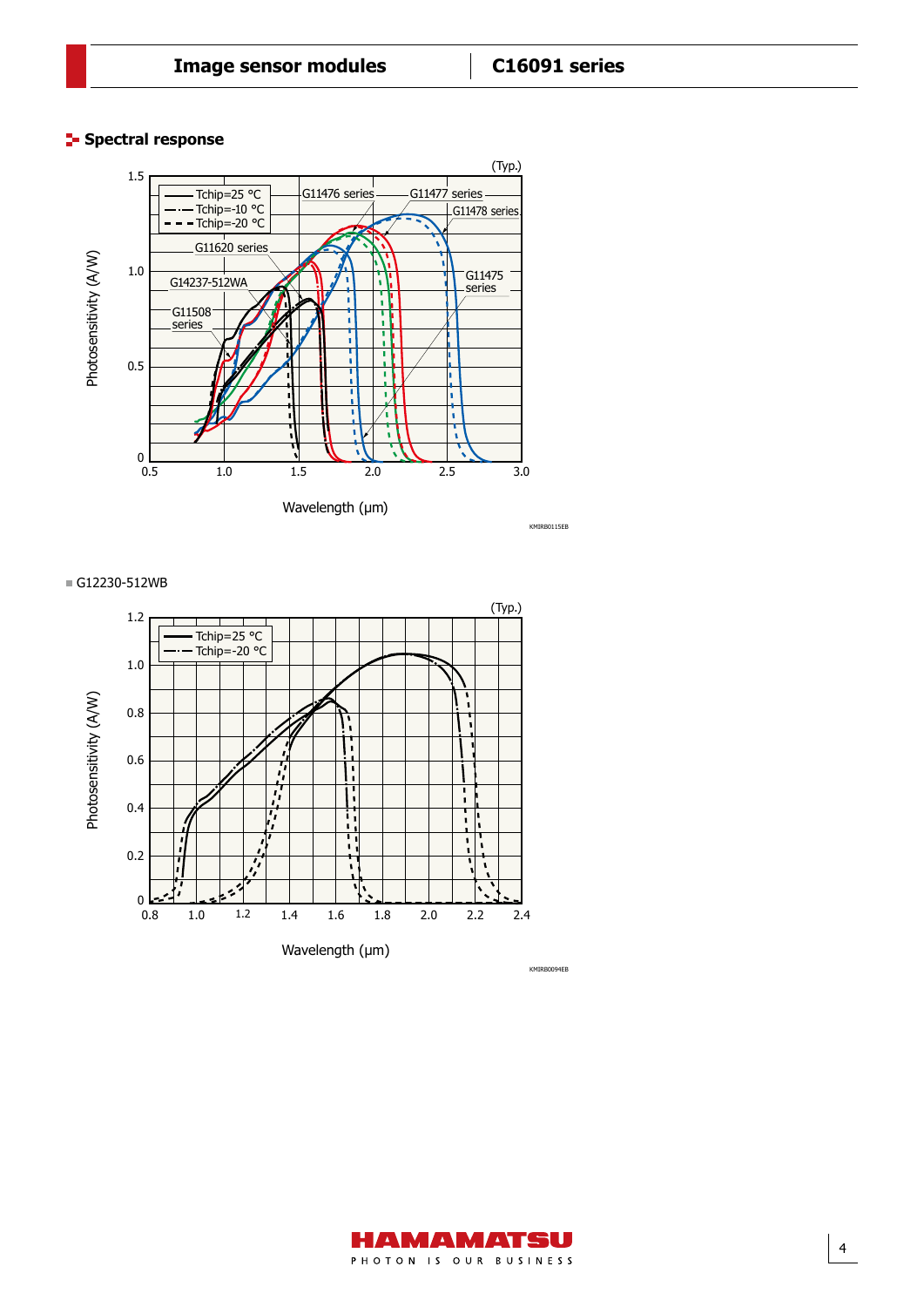## Spectral response

(Typ.)

Legend: Tchip=25 °C, Tchip=-10 °C, Tchip=-20 °C

Series labels: G11476 series, G11477 series, G11478 series, G11620 series, G14237-512WA, G11508 series, G11475 series

Photosensitivity (A/W) vs. Wavelength (μm)

KMIRB0115EB

■ G12230-512WB

(Typ.)

Legend: Tchip=25 °C, Tchip=-20 °C

Photosensitivity (A/W) vs. Wavelength (μm)

KMIRB0094EB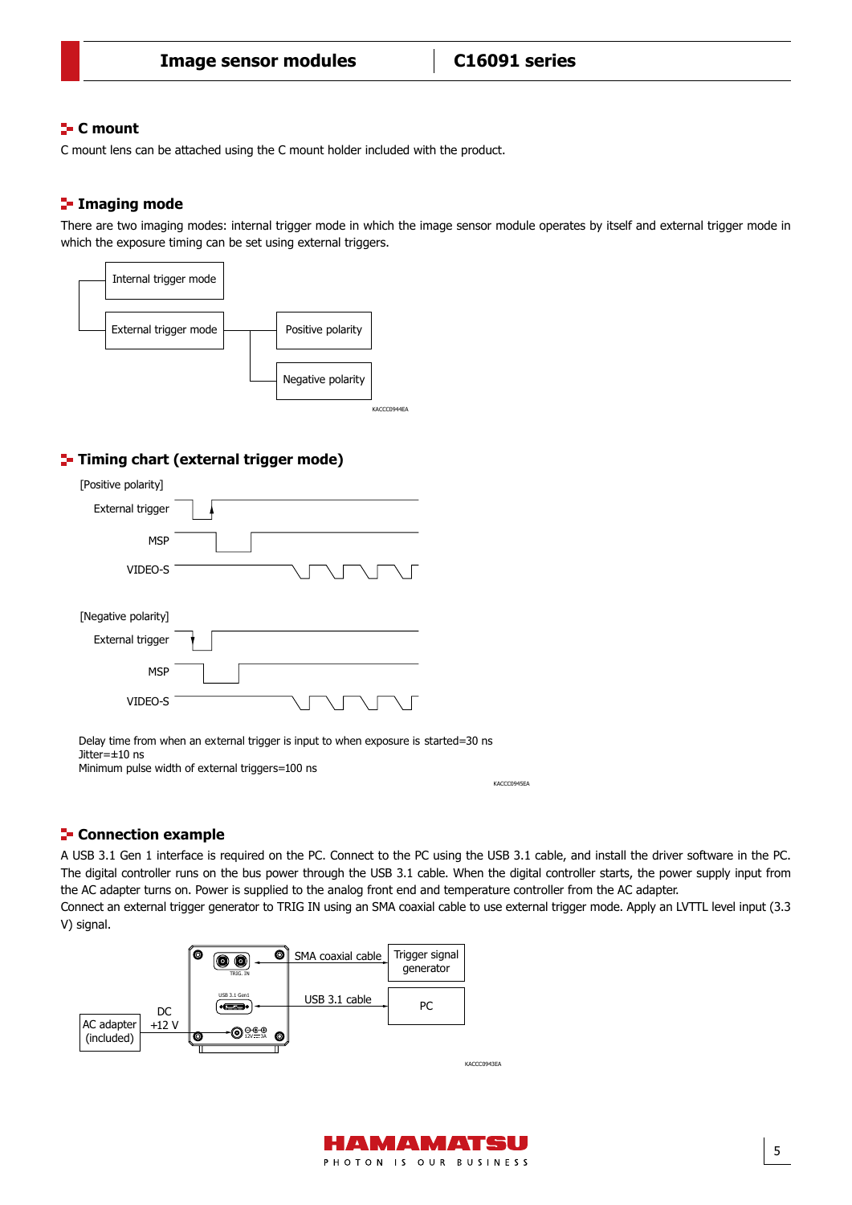## C mount

C mount lens can be attached using the C mount holder included with the product.

## Imaging mode

There are two imaging modes: internal trigger mode in which the image sensor module operates by itself and external trigger mode in which the exposure timing can be set using external triggers.

- Internal trigger mode
- External trigger mode
  - Positive polarity
  - Negative polarity

KACCC0944EA

## Timing chart (external trigger mode)

[Positive polarity]

External trigger

MSP

VIDEO-S

[Negative polarity]

External trigger

MSP

VIDEO-S

Delay time from when an external trigger is input to when exposure is started=30 ns
Jitter=±10 ns
Minimum pulse width of external triggers=100 ns

KACCC0945EA

## Connection example

A USB 3.1 Gen 1 interface is required on the PC. Connect to the PC using the USB 3.1 cable, and install the driver software in the PC. The digital controller runs on the bus power through the USB 3.1 cable. When the digital controller starts, the power supply input from the AC adapter turns on. Power is supplied to the analog front end and temperature controller from the AC adapter.
Connect an external trigger generator to TRIG IN using an SMA coaxial cable to use external trigger mode. Apply an LVTTL level input (3.3 V) signal.

AC adapter (included) — DC +12 V — TRIG. IN / USB 3.1 Gen1 / 12V ⎓ 3A — SMA coaxial cable — Trigger signal generator; USB 3.1 cable — PC

KACCC0943EA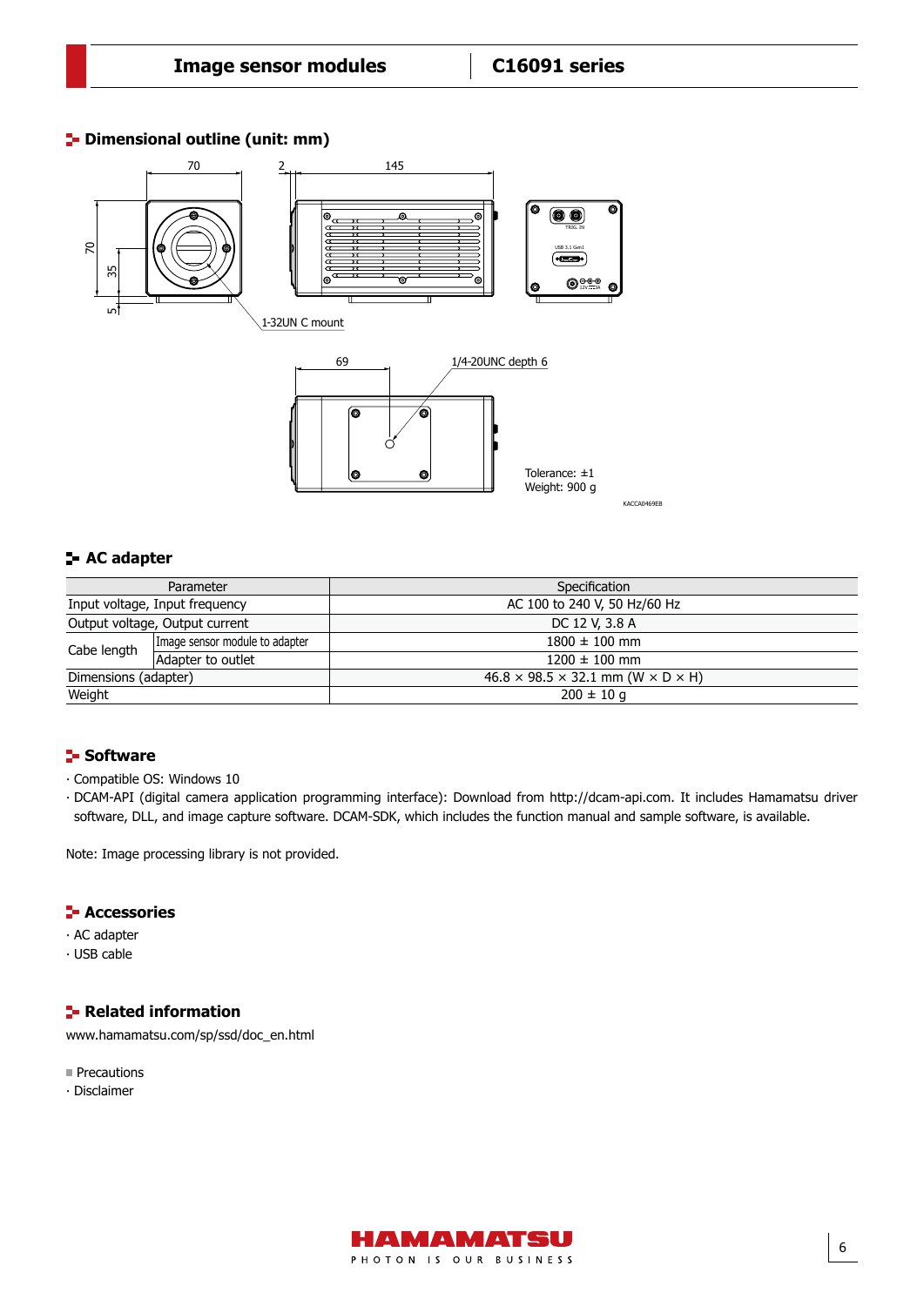## Dimensional outline (unit: mm)

1-32UN C mount

1/4-20UNC depth 6

Tolerance: ±1
Weight: 900 g

KACCA0469EB

## AC adapter

| Parameter | | Specification |
|---|---|---|
| Input voltage, Input frequency | | AC 100 to 240 V, 50 Hz/60 Hz |
| Output voltage, Output current | | DC 12 V, 3.8 A |
| Cabe length | Image sensor module to adapter | 1800 ± 100 mm |
| | Adapter to outlet | 1200 ± 100 mm |
| Dimensions (adapter) | | 46.8 × 98.5 × 32.1 mm (W × D × H) |
| Weight | | 200 ± 10 g |

## Software

· Compatible OS: Windows 10

· DCAM-API (digital camera application programming interface): Download from http://dcam-api.com. It includes Hamamatsu driver software, DLL, and image capture software. DCAM-SDK, which includes the function manual and sample software, is available.

Note: Image processing library is not provided.

## Accessories

· AC adapter

· USB cable

## Related information

www.hamamatsu.com/sp/ssd/doc_en.html

■ Precautions

· Disclaimer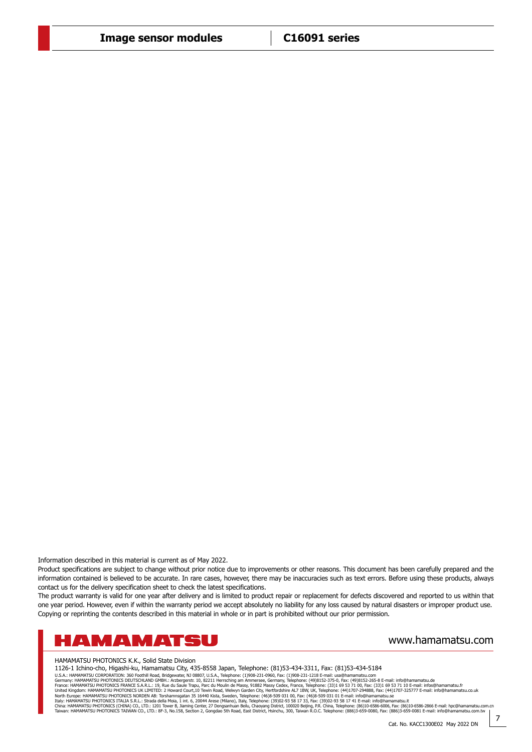Information described in this material is current as of May 2022.

Product specifications are subject to change without prior notice due to improvements or other reasons. This document has been carefully prepared and the information contained is believed to be accurate. In rare cases, however, there may be inaccuracies such as text errors. Before using these products, always contact us for the delivery specification sheet to check the latest specifications.

The product warranty is valid for one year after delivery and is limited to product repair or replacement for defects discovered and reported to us within that one year period. However, even if within the warranty period we accept absolutely no liability for any loss caused by natural disasters or improper product use. Copying or reprinting the contents described in this material in whole or in part is prohibited without our prior permission.

**HAMAMATSU**

www.hamamatsu.com

HAMAMATSU PHOTONICS K.K., Solid State Division
1126-1 Ichino-cho, Higashi-ku, Hamamatsu City, 435-8558 Japan, Telephone: (81)53-434-3311, Fax: (81)53-434-5184
U.S.A.: HAMAMATSU CORPORATION: 360 Foothill Road, Bridgewater, NJ 08807, U.S.A., Telephone: (1)908-231-0960, Fax: (1)908-231-1218 E-mail: usa@hamamatsu.com
Germany: HAMAMATSU PHOTONICS DEUTSCHLAND GMBH.: Arzbergerstr. 10, 82211 Herrsching am Ammersee, Germany, Telephone: (49)8152-375-0, Fax: (49)8152-265-8 E-mail: info@hamamatsu.de
France: HAMAMATSU PHOTONICS FRANCE S.A.R.L.: 19, Rue du Saule Trapu, Parc du Moulin de Massy, 91882 Massy Cedex, France, Telephone: (33)1 69 53 71 00, Fax: (33)1 69 53 71 10 E-mail: infos@hamamatsu.fr
United Kingdom: HAMAMATSU PHOTONICS UK LIMITED: 2 Howard Court,10 Tewin Road, Welwyn Garden City, Hertfordshire AL7 1BW, UK, Telephone: (44)1707-294888, Fax: (44)1707-325777 E-mail: info@hamamatsu.co.uk
North Europe: HAMAMATSU PHOTONICS NORDEN AB: Torshamnsgatan 35 16440 Kista, Sweden, Telephone: (46)8-509 031 00, Fax: (46)8-509 031 01 E-mail: info@hamamatsu.se
Italy: HAMAMATSU PHOTONICS ITALIA S.R.L.: Strada della Moia, 1 int. 6, 20044 Arese (Milano), Italy, Telephone: (39)02-93 58 17 33, Fax: (39)02-93 58 17 41 E-mail: info@hamamatsu.it
China: HAMAMATSU PHOTONICS (CHINA) CO., LTD.: 1201 Tower B, Jiaming Center, 27 Dongsanhuan Beilu, Chaoyang District, 100020 Beijing, P.R. China, Telephone: (86)10-6586-6006, Fax: (86)10-6586-2866 E-mail: hpc@hamamatsu.com.cn
Taiwan: HAMAMATSU PHOTONICS TAIWAN CO., LTD.: 8F-3, No.158, Section 2, Gongdao 5th Road, East District, Hsinchu, 300, Taiwan R.O.C. Telephone: (886)3-659-0080, Fax: (886)3-659-0081 E-mail: info@hamamatsu.com.tw

Cat. No. KACC1300E02 May 2022 DN